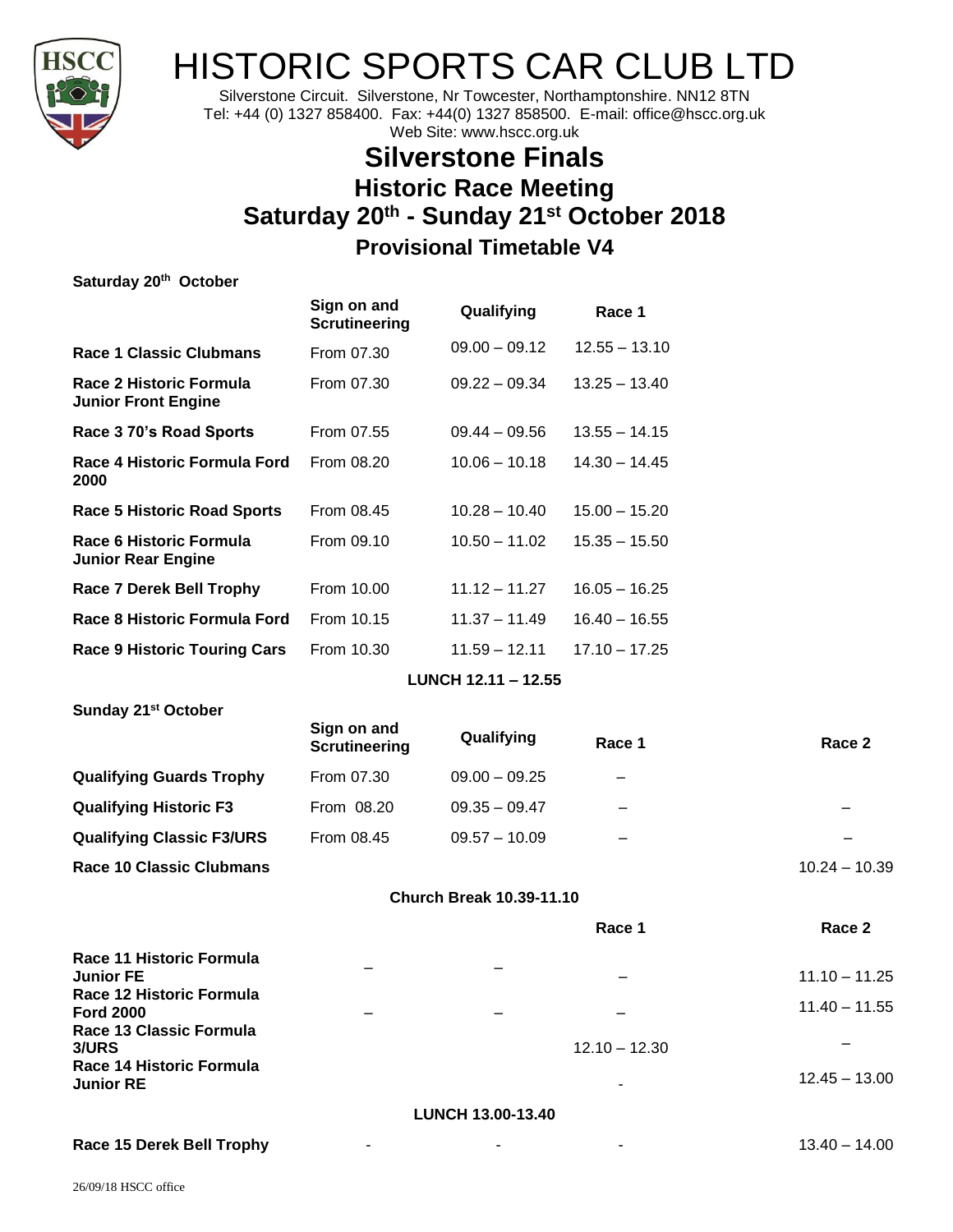# HISTORIC SPORTS CAR CLUB LTD

Silverstone Circuit. Silverstone, Nr Towcester, Northamptonshire. NN12 8TN
Tel: +44 (0) 1327 858400. Fax: +44(0) 1327 858500. E-mail: office@hscc.org.uk
Web Site: www.hscc.org.uk

## Silverstone Finals
## Historic Race Meeting
## Saturday 20th - Sunday 21st October 2018
### Provisional Timetable V4

**Saturday 20th October**

| | Sign on and Scrutineering | Qualifying | Race 1 |
|---|---|---|---|
| **Race 1 Classic Clubmans** | From 07.30 | 09.00 – 09.12 | 12.55 – 13.10 |
| **Race 2 Historic Formula Junior Front Engine** | From 07.30 | 09.22 – 09.34 | 13.25 – 13.40 |
| **Race 3 70's Road Sports** | From 07.55 | 09.44 – 09.56 | 13.55 – 14.15 |
| **Race 4 Historic Formula Ford 2000** | From 08.20 | 10.06 – 10.18 | 14.30 – 14.45 |
| **Race 5 Historic Road Sports** | From 08.45 | 10.28 – 10.40 | 15.00 – 15.20 |
| **Race 6 Historic Formula Junior Rear Engine** | From 09.10 | 10.50 – 11.02 | 15.35 – 15.50 |
| **Race 7 Derek Bell Trophy** | From 10.00 | 11.12 – 11.27 | 16.05 – 16.25 |
| **Race 8 Historic Formula Ford** | From 10.15 | 11.37 – 11.49 | 16.40 – 16.55 |
| **Race 9 Historic Touring Cars** | From 10.30 | 11.59 – 12.11 | 17.10 – 17.25 |

**LUNCH 12.11 – 12.55**

**Sunday 21st October**

| | Sign on and Scrutineering | Qualifying | Race 1 | Race 2 |
|---|---|---|---|---|
| **Qualifying Guards Trophy** | From 07.30 | 09.00 – 09.25 | – | |
| **Qualifying Historic F3** | From 08.20 | 09.35 – 09.47 | – | – |
| **Qualifying Classic F3/URS** | From 08.45 | 09.57 – 10.09 | – | – |
| **Race 10 Classic Clubmans** | | | | 10.24 – 10.39 |

**Church Break 10.39-11.10**

| | | | Race 1 | Race 2 |
|---|---|---|---|---|
| **Race 11 Historic Formula Junior FE** | – | – | – | 11.10 – 11.25 |
| **Race 12 Historic Formula Ford 2000** | – | – | – | 11.40 – 11.55 |
| **Race 13 Classic Formula 3/URS** | | | 12.10 – 12.30 | – |
| **Race 14 Historic Formula Junior RE** | | | - | 12.45 – 13.00 |

**LUNCH 13.00-13.40**

| | | | | |
|---|---|---|---|---|
| **Race 15 Derek Bell Trophy** | - | - | - | 13.40 – 14.00 |

26/09/18 HSCC office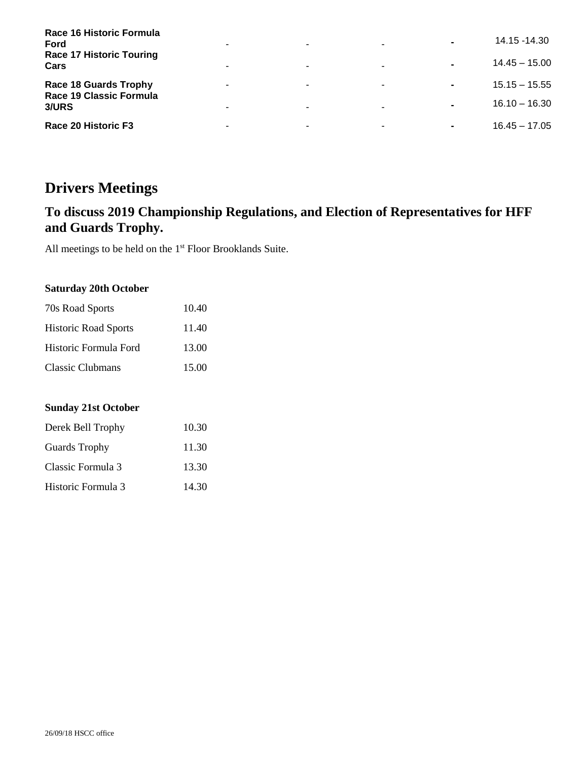| | | | | | |
|---|---|---|---|---|---|
| **Race 16 Historic Formula Ford** | - | - | - | - | 14.15 -14.30 |
| **Race 17 Historic Touring Cars** | - | - | - | - | 14.45 – 15.00 |
| **Race 18 Guards Trophy** | - | - | - | - | 15.15 – 15.55 |
| **Race 19 Classic Formula 3/URS** | - | - | - | - | 16.10 – 16.30 |
| **Race 20 Historic F3** | - | - | - | - | 16.45 – 17.05 |

# Drivers Meetings

## To discuss 2019 Championship Regulations, and Election of Representatives for HFF and Guards Trophy.

All meetings to be held on the 1st Floor Brooklands Suite.

**Saturday 20th October**

| | |
|---|---|
| 70s Road Sports | 10.40 |
| Historic Road Sports | 11.40 |
| Historic Formula Ford | 13.00 |
| Classic Clubmans | 15.00 |

**Sunday 21st October**

| | |
|---|---|
| Derek Bell Trophy | 10.30 |
| Guards Trophy | 11.30 |
| Classic Formula 3 | 13.30 |
| Historic Formula 3 | 14.30 |

26/09/18 HSCC office